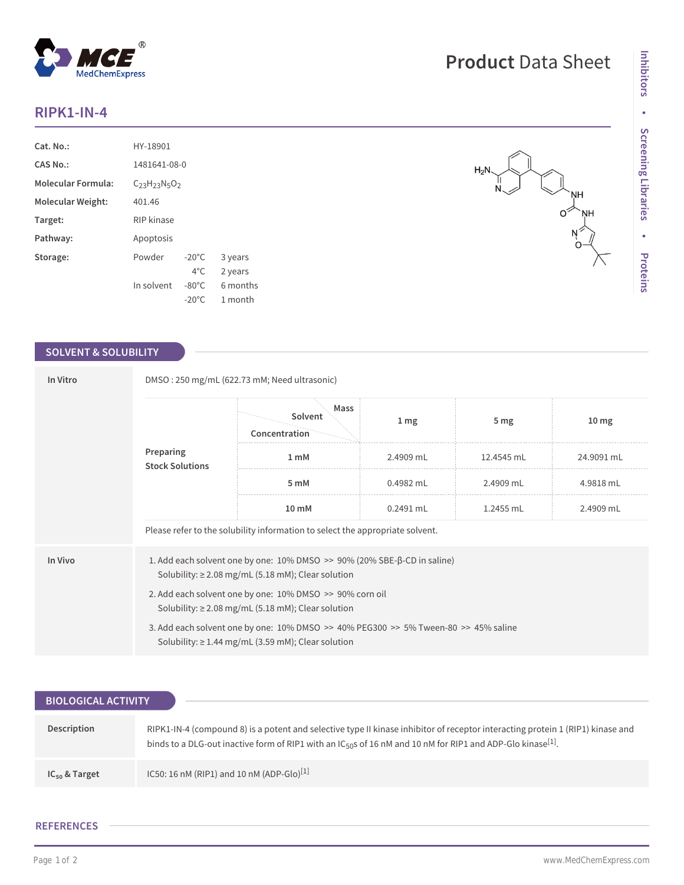# RIPK1-IN-4

| | |
|---|---|
| **Cat. No.:** | HY-18901 |
| **CAS No.:** | 1481641-08-0 |
| **Molecular Formula:** | $C_{23}H_{23}N_5O_2$ |
| **Molecular Weight:** | 401.46 |
| **Target:** | RIP kinase |
| **Pathway:** | Apoptosis |

**Storage:**

| | | |
|---|---|---|
| Powder | -20°C | 3 years |
| | 4°C | 2 years |
| In solvent | -80°C | 6 months |
| | -20°C | 1 month |

## SOLVENT & SOLUBILITY

### In Vitro

DMSO : 250 mg/mL (622.73 mM; Need ultrasonic)

**Preparing Stock Solutions**

| Concentration \ Solvent \ Mass | 1 mg | 5 mg | 10 mg |
|---|---|---|---|
| 1 mM | 2.4909 mL | 12.4545 mL | 24.9091 mL |
| 5 mM | 0.4982 mL | 2.4909 mL | 4.9818 mL |
| 10 mM | 0.2491 mL | 1.2455 mL | 2.4909 mL |

Please refer to the solubility information to select the appropriate solvent.

### In Vivo

1. Add each solvent one by one: 10% DMSO >> 90% (20% SBE-β-CD in saline)
   Solubility: ≥ 2.08 mg/mL (5.18 mM); Clear solution
2. Add each solvent one by one: 10% DMSO >> 90% corn oil
   Solubility: ≥ 2.08 mg/mL (5.18 mM); Clear solution
3. Add each solvent one by one: 10% DMSO >> 40% PEG300 >> 5% Tween-80 >> 45% saline
   Solubility: ≥ 1.44 mg/mL (3.59 mM); Clear solution

## BIOLOGICAL ACTIVITY

**Description**

RIPK1-IN-4 (compound 8) is a potent and selective type II kinase inhibitor of receptor interacting protein 1 (RIP1) kinase and binds to a DLG-out inactive form of RIP1 with an $IC_{50}$s of 16 nM and 10 nM for RIP1 and ADP-Glo kinase[1].

**$IC_{50}$ & Target**

IC50: 16 nM (RIP1) and 10 nM (ADP-Glo)[1]

## REFERENCES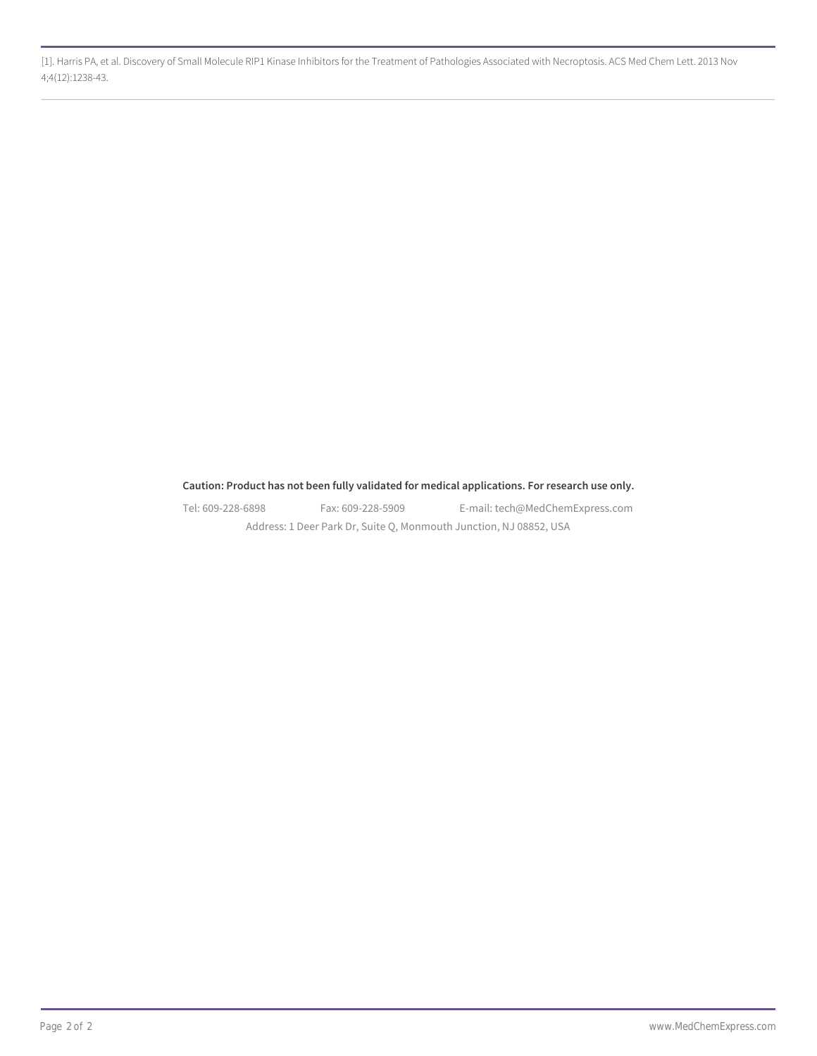[1]. Harris PA, et al. Discovery of Small Molecule RIP1 Kinase Inhibitors for the Treatment of Pathologies Associated with Necroptosis. ACS Med Chem Lett. 2013 Nov 4;4(12):1238-43.

**Caution: Product has not been fully validated for medical applications. For research use only.**

Tel: 609-228-6898 Fax: 609-228-5909 E-mail: tech@MedChemExpress.com

Address: 1 Deer Park Dr, Suite Q, Monmouth Junction, NJ 08852, USA